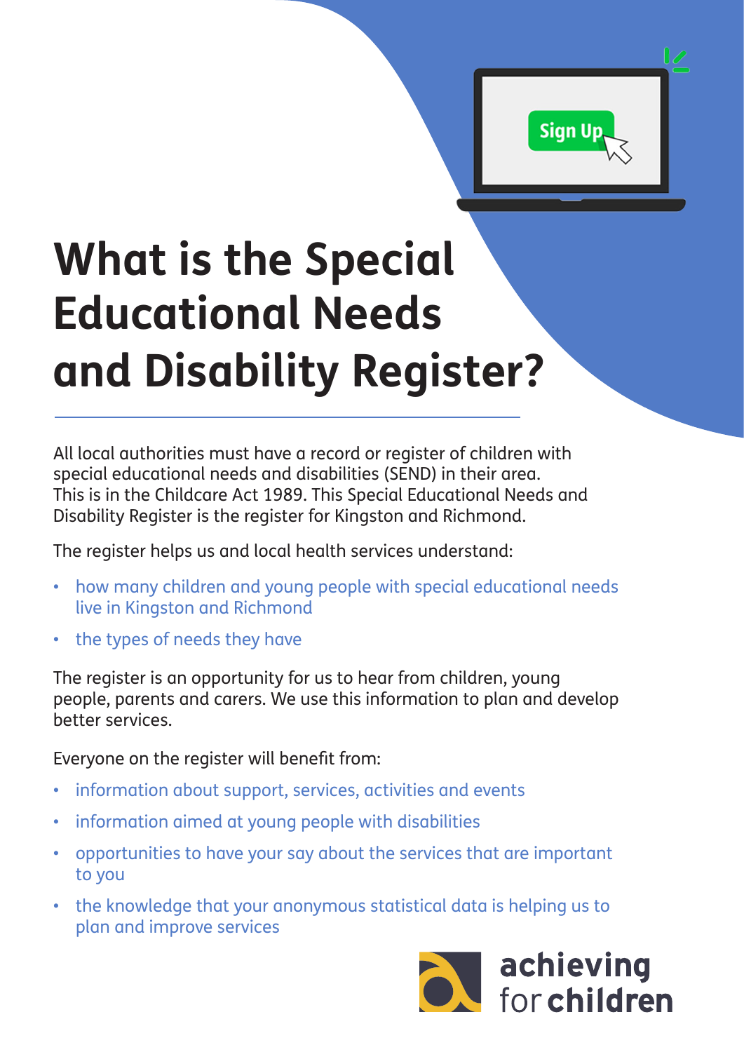# What is the Special Educational Needs and Disability Register?

All local authorities must have a record or register of children with special educational needs and disabilities (SEND) in their area. This is in the Childcare Act 1989. This Special Educational Needs and Disability Register is the register for Kingston and Richmond.

The register helps us and local health services understand:

- how many children and young people with special educational needs live in Kingston and Richmond
- the types of needs they have

The register is an opportunity for us to hear from children, young people, parents and carers. We use this information to plan and develop better services.

Everyone on the register will benefit from:

- information about support, services, activities and events
- information aimed at young people with disabilities
- opportunities to have your say about the services that are important to you
- the knowledge that your anonymous statistical data is helping us to plan and improve services

achieving for children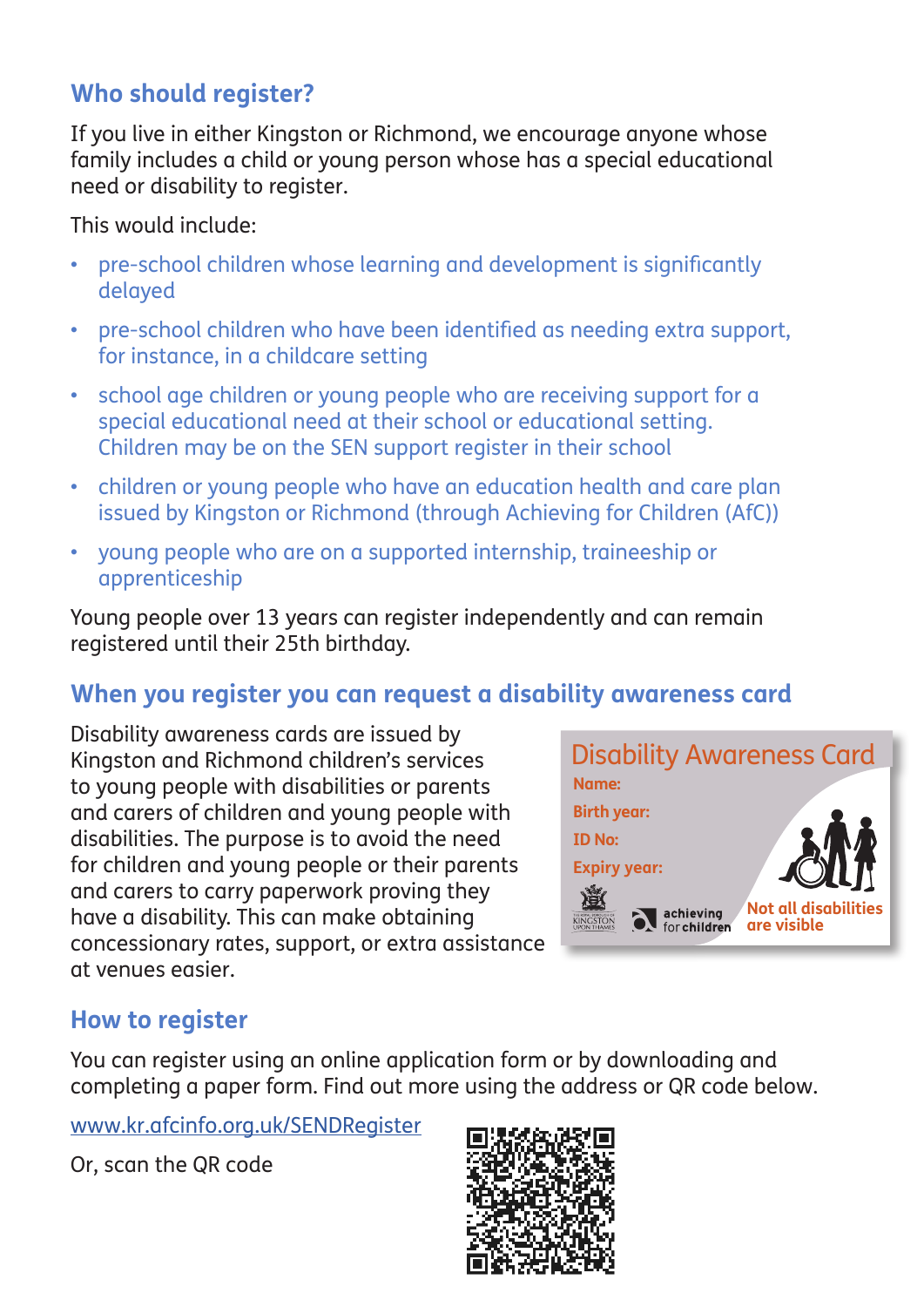## Who should register?

If you live in either Kingston or Richmond, we encourage anyone whose family includes a child or young person whose has a special educational need or disability to register.

This would include:

- pre-school children whose learning and development is significantly delayed
- pre-school children who have been identified as needing extra support, for instance, in a childcare setting
- school age children or young people who are receiving support for a special educational need at their school or educational setting. Children may be on the SEN support register in their school
- children or young people who have an education health and care plan issued by Kingston or Richmond (through Achieving for Children (AfC))
- young people who are on a supported internship, traineeship or apprenticeship

Young people over 13 years can register independently and can remain registered until their 25th birthday.

## When you register you can request a disability awareness card

Disability awareness cards are issued by Kingston and Richmond children's services to young people with disabilities or parents and carers of children and young people with disabilities. The purpose is to avoid the need for children and young people or their parents and carers to carry paperwork proving they have a disability. This can make obtaining concessionary rates, support, or extra assistance at venues easier.

Disability Awareness Card

Name:

Birth year:

ID No:

Expiry year:

Kingston upon Thames

achieving for children

Not all disabilities are visible

## How to register

You can register using an online application form or by downloading and completing a paper form. Find out more using the address or QR code below.

www.kr.afcinfo.org.uk/SENDRegister

Or, scan the QR code